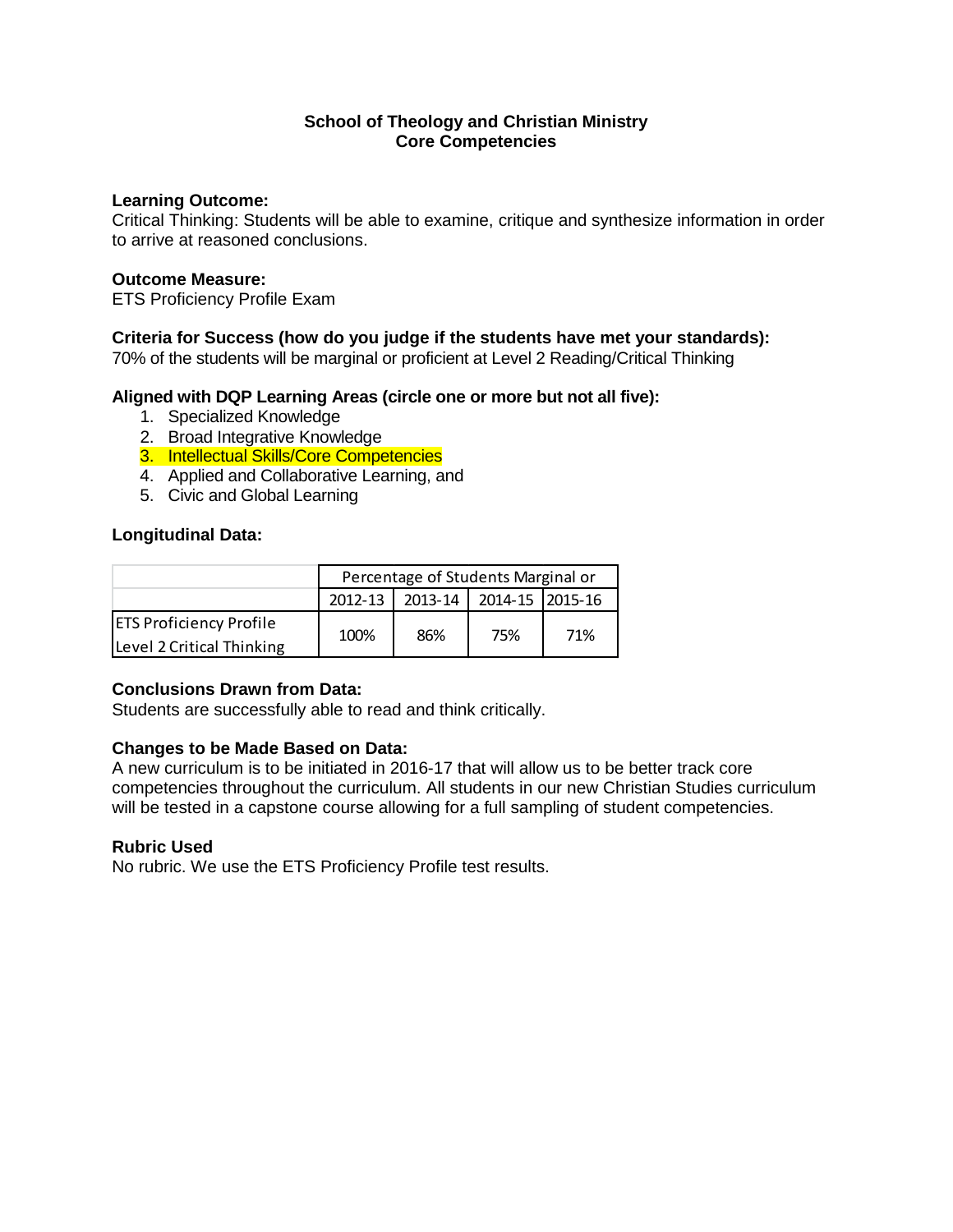**School of Theology and Christian Ministry**
**Core Competencies**

**Learning Outcome:**
Critical Thinking: Students will be able to examine, critique and synthesize information in order to arrive at reasoned conclusions.

**Outcome Measure:**
ETS Proficiency Profile Exam

**Criteria for Success (how do you judge if the students have met your standards):**
70% of the students will be marginal or proficient at Level 2 Reading/Critical Thinking

**Aligned with DQP Learning Areas (circle one or more but not all five):**

1. Specialized Knowledge
2. Broad Integrative Knowledge
3. Intellectual Skills/Core Competencies
4. Applied and Collaborative Learning, and
5. Civic and Global Learning

**Longitudinal Data:**

| | Percentage of Students Marginal or | | | |
|---|---|---|---|---|
| | 2012-13 | 2013-14 | 2014-15 | 2015-16 |
| ETS Proficiency Profile Level 2 Critical Thinking | 100% | 86% | 75% | 71% |

**Conclusions Drawn from Data:**
Students are successfully able to read and think critically.

**Changes to be Made Based on Data:**
A new curriculum is to be initiated in 2016-17 that will allow us to be better track core competencies throughout the curriculum. All students in our new Christian Studies curriculum will be tested in a capstone course allowing for a full sampling of student competencies.

**Rubric Used**
No rubric. We use the ETS Proficiency Profile test results.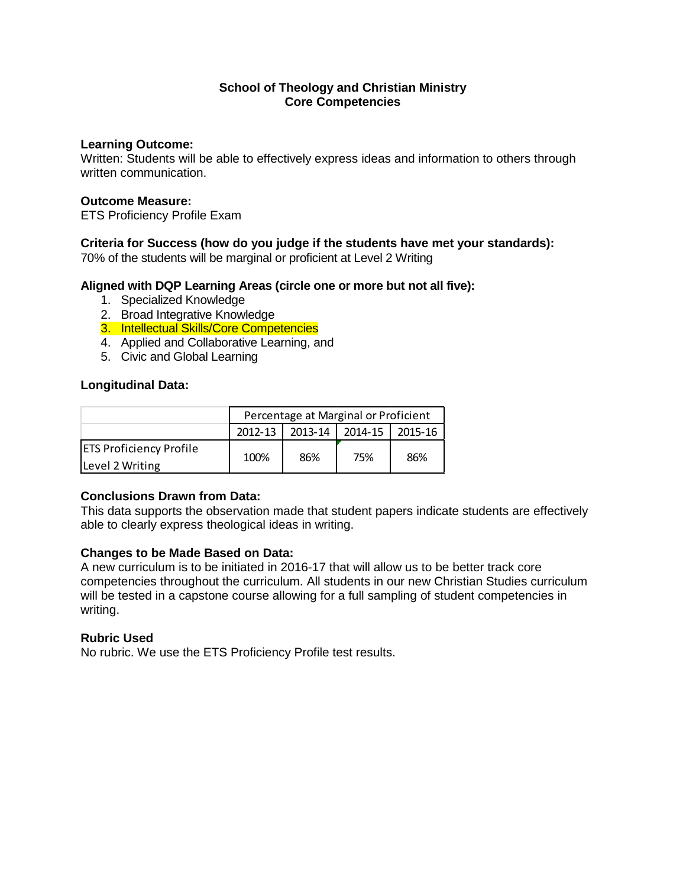**School of Theology and Christian Ministry**
**Core Competencies**

**Learning Outcome:**
Written: Students will be able to effectively express ideas and information to others through written communication.

**Outcome Measure:**
ETS Proficiency Profile Exam

**Criteria for Success (how do you judge if the students have met your standards):**
70% of the students will be marginal or proficient at Level 2 Writing

**Aligned with DQP Learning Areas (circle one or more but not all five):**

1. Specialized Knowledge
2. Broad Integrative Knowledge
3. Intellectual Skills/Core Competencies
4. Applied and Collaborative Learning, and
5. Civic and Global Learning

**Longitudinal Data:**

| | Percentage at Marginal or Proficient | | | |
|---|---|---|---|---|
| | 2012-13 | 2013-14 | 2014-15 | 2015-16 |
| ETS Proficiency Profile Level 2 Writing | 100% | 86% | 75% | 86% |

**Conclusions Drawn from Data:**
This data supports the observation made that student papers indicate students are effectively able to clearly express theological ideas in writing.

**Changes to be Made Based on Data:**
A new curriculum is to be initiated in 2016-17 that will allow us to be better track core competencies throughout the curriculum. All students in our new Christian Studies curriculum will be tested in a capstone course allowing for a full sampling of student competencies in writing.

**Rubric Used**
No rubric. We use the ETS Proficiency Profile test results.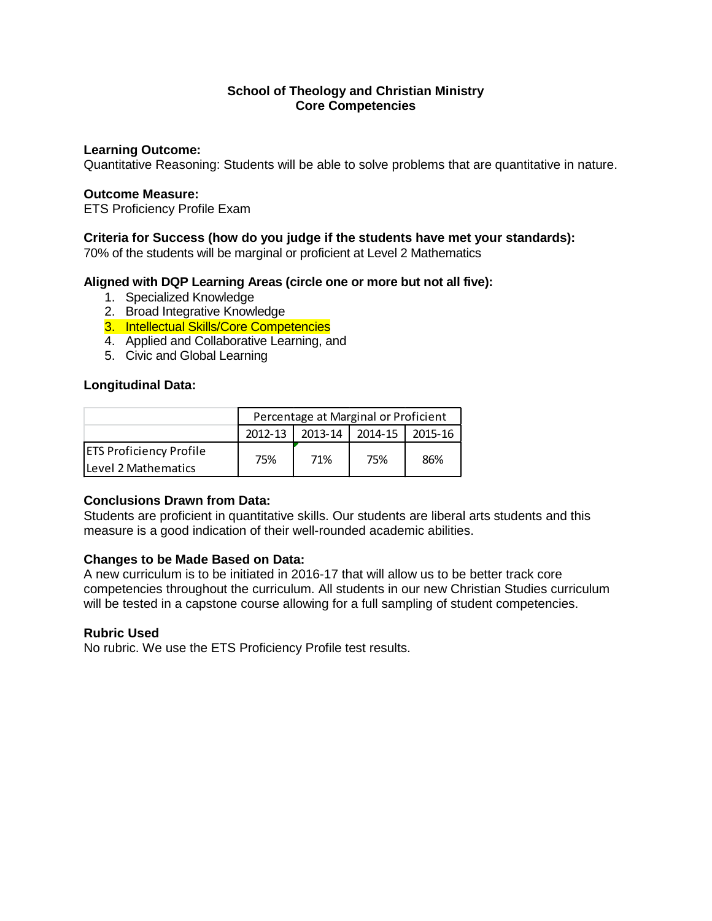**School of Theology and Christian Ministry**
**Core Competencies**

**Learning Outcome:**
Quantitative Reasoning: Students will be able to solve problems that are quantitative in nature.

**Outcome Measure:**
ETS Proficiency Profile Exam

**Criteria for Success (how do you judge if the students have met your standards):**
70% of the students will be marginal or proficient at Level 2 Mathematics

**Aligned with DQP Learning Areas (circle one or more but not all five):**

1. Specialized Knowledge
2. Broad Integrative Knowledge
3. Intellectual Skills/Core Competencies
4. Applied and Collaborative Learning, and
5. Civic and Global Learning

**Longitudinal Data:**

| | Percentage at Marginal or Proficient | | | |
|---|---|---|---|---|
| | 2012-13 | 2013-14 | 2014-15 | 2015-16 |
| ETS Proficiency Profile Level 2 Mathematics | 75% | 71% | 75% | 86% |

**Conclusions Drawn from Data:**
Students are proficient in quantitative skills. Our students are liberal arts students and this measure is a good indication of their well-rounded academic abilities.

**Changes to be Made Based on Data:**
A new curriculum is to be initiated in 2016-17 that will allow us to be better track core competencies throughout the curriculum. All students in our new Christian Studies curriculum will be tested in a capstone course allowing for a full sampling of student competencies.

**Rubric Used**
No rubric. We use the ETS Proficiency Profile test results.